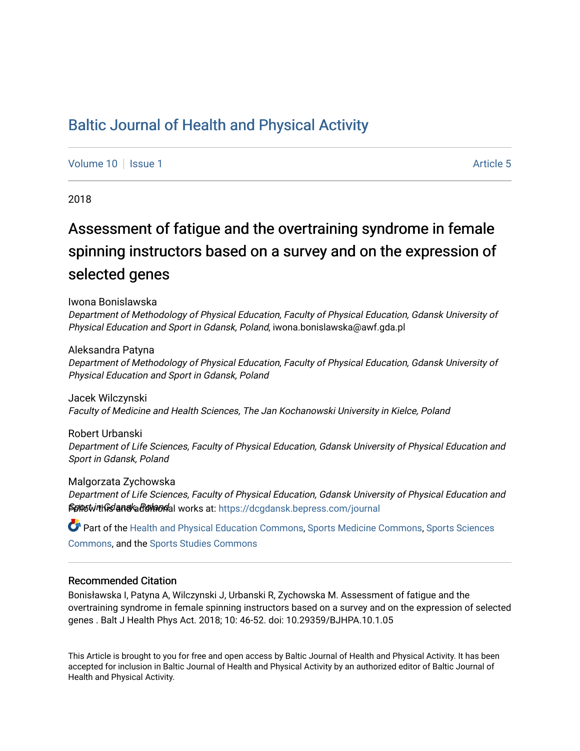# Baltic Journal of Health and Physical Activity

Volume 10 | Issue 1 — Article 5

2018

## Assessment of fatigue and the overtraining syndrome in female spinning instructors based on a survey and on the expression of selected genes

Iwona Bonislawska
*Department of Methodology of Physical Education, Faculty of Physical Education, Gdansk University of Physical Education and Sport in Gdansk, Poland*, iwona.bonislawska@awf.gda.pl

Aleksandra Patyna
*Department of Methodology of Physical Education, Faculty of Physical Education, Gdansk University of Physical Education and Sport in Gdansk, Poland*

Jacek Wilczynski
*Faculty of Medicine and Health Sciences, The Jan Kochanowski University in Kielce, Poland*

Robert Urbanski
*Department of Life Sciences, Faculty of Physical Education, Gdansk University of Physical Education and Sport in Gdansk, Poland*

Malgorzata Zychowska
*Department of Life Sciences, Faculty of Physical Education, Gdansk University of Physical Education and Sport in Gdansk, Poland*

Follow this and additional works at: https://dcgdansk.bepress.com/journal

Part of the Health and Physical Education Commons, Sports Medicine Commons, Sports Sciences Commons, and the Sports Studies Commons

### Recommended Citation

Bonisławska I, Patyna A, Wilczynski J, Urbanski R, Zychowska M. Assessment of fatigue and the overtraining syndrome in female spinning instructors based on a survey and on the expression of selected genes . Balt J Health Phys Act. 2018; 10: 46-52. doi: 10.29359/BJHPA.10.1.05

This Article is brought to you for free and open access by Baltic Journal of Health and Physical Activity. It has been accepted for inclusion in Baltic Journal of Health and Physical Activity by an authorized editor of Baltic Journal of Health and Physical Activity.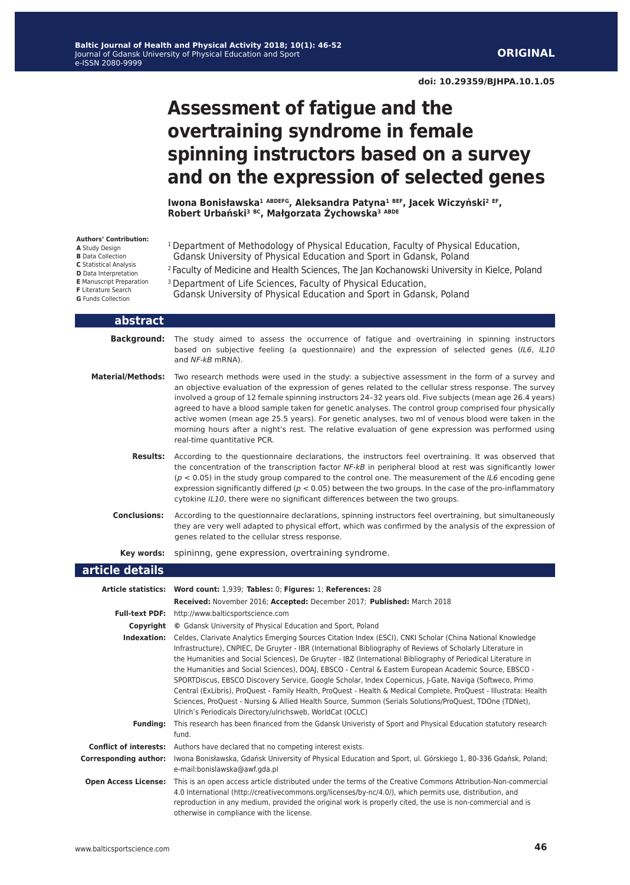**ORIGINAL**

doi: 10.29359/BJHPA.10.1.05

# Assessment of fatigue and the overtraining syndrome in female spinning instructors based on a survey and on the expression of selected genes

**Iwona Bonisławska[1 ABDEFG], Aleksandra Patyna[1 BEF], Jacek Wiczyński[2 EF], Robert Urbański[3 BC], Małgorzata Żychowska[3 ABDE]**

**Authors' Contribution:**
**A** Study Design
**B** Data Collection
**C** Statistical Analysis
**D** Data Interpretation
**E** Manuscript Preparation
**F** Literature Search
**G** Funds Collection

[1] Department of Methodology of Physical Education, Faculty of Physical Education, Gdansk University of Physical Education and Sport in Gdansk, Poland
[2] Faculty of Medicine and Health Sciences, The Jan Kochanowski University in Kielce, Poland
[3] Department of Life Sciences, Faculty of Physical Education, Gdansk University of Physical Education and Sport in Gdansk, Poland

## abstract

**Background:** The study aimed to assess the occurrence of fatigue and overtraining in spinning instructors based on subjective feeling (a questionnaire) and the expression of selected genes (*IL6*, *IL10* and *NF-kB* mRNA).

**Material/Methods:** Two research methods were used in the study: a subjective assessment in the form of a survey and an objective evaluation of the expression of genes related to the cellular stress response. The survey involved a group of 12 female spinning instructors 24–32 years old. Five subjects (mean age 26.4 years) agreed to have a blood sample taken for genetic analyses. The control group comprised four physically active women (mean age 25.5 years). For genetic analyses, two ml of venous blood were taken in the morning hours after a night's rest. The relative evaluation of gene expression was performed using real-time quantitative PCR.

**Results:** According to the questionnaire declarations, the instructors feel overtraining. It was observed that the concentration of the transcription factor *NF-kB* in peripheral blood at rest was significantly lower ($p < 0.05$) in the study group compared to the control one. The measurement of the *IL6* encoding gene expression significantly differed ($p < 0.05$) between the two groups. In the case of the pro-inflammatory cytokine *IL10*, there were no significant differences between the two groups.

**Conclusions:** According to the questionnaire declarations, spinning instructors feel overtraining, but simultaneously they are very well adapted to physical effort, which was confirmed by the analysis of the expression of genes related to the cellular stress response.

**Key words:** spininng, gene expression, overtraining syndrome.

## article details

**Article statistics:** **Word count:** 1,939; **Tables:** 0; **Figures:** 1; **References:** 28

**Received:** November 2016; **Accepted:** December 2017; **Published:** March 2018

**Full-text PDF:** http://www.balticsportscience.com

**Copyright** © Gdansk University of Physical Education and Sport, Poland

**Indexation:** Celdes, Clarivate Analytics Emerging Sources Citation Index (ESCI), CNKI Scholar (China National Knowledge Infrastructure), CNPIEC, De Gruyter - IBR (International Bibliography of Reviews of Scholarly Literature in the Humanities and Social Sciences), De Gruyter - IBZ (International Bibliography of Periodical Literature in the Humanities and Social Sciences), DOAJ, EBSCO - Central & Eastern European Academic Source, EBSCO - SPORTDiscus, EBSCO Discovery Service, Google Scholar, Index Copernicus, J-Gate, Naviga (Softweco, Primo Central (ExLibris), ProQuest - Family Health, ProQuest - Health & Medical Complete, ProQuest - Illustrata: Health Sciences, ProQuest - Nursing & Allied Health Source, Summon (Serials Solutions/ProQuest, TDOne (TDNet), Ulrich's Periodicals Directory/ulrichsweb, WorldCat (OCLC)

**Funding:** This research has been financed from the Gdansk Univeristy of Sport and Physical Education statutory research fund.

**Conflict of interests:** Authors have declared that no competing interest exists.

**Corresponding author:** Iwona Bonisławska, Gdańsk University of Physical Education and Sport, ul. Górskiego 1, 80-336 Gdańsk, Poland; e-mail:bonislawska@awf.gda.pl

**Open Access License:** This is an open access article distributed under the terms of the Creative Commons Attribution-Non-commercial 4.0 International (http://creativecommons.org/licenses/by-nc/4.0/), which permits use, distribution, and reproduction in any medium, provided the original work is properly cited, the use is non-commercial and is otherwise in compliance with the license.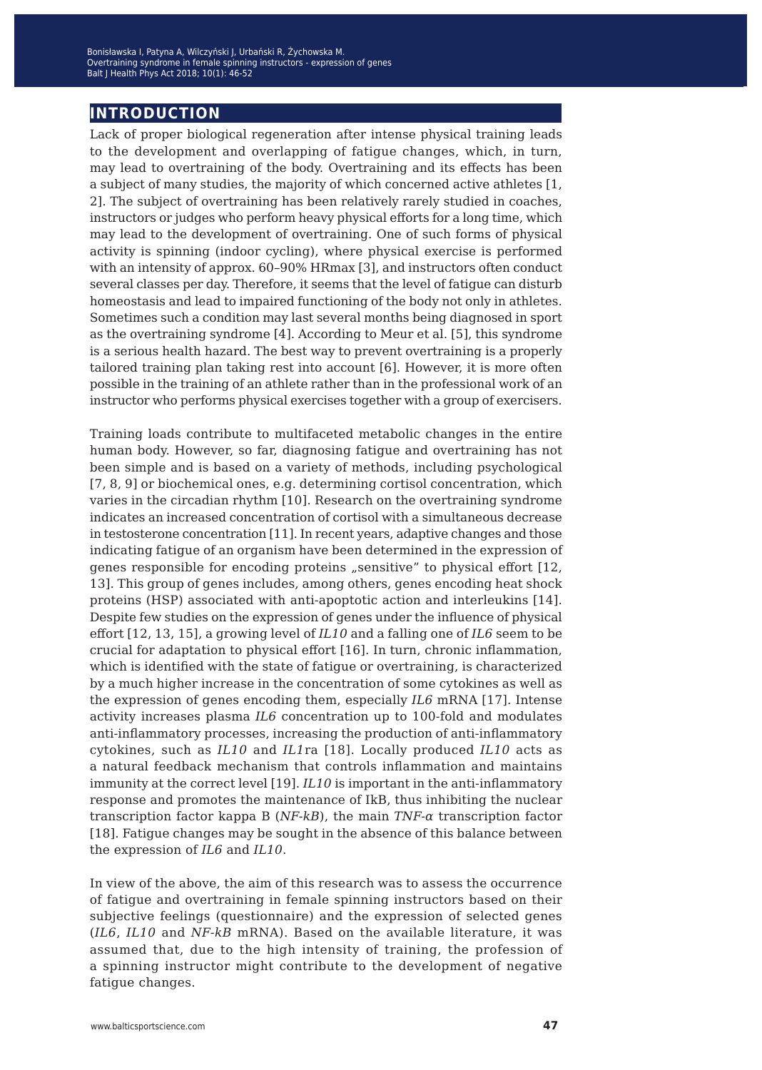## INTRODUCTION

Lack of proper biological regeneration after intense physical training leads to the development and overlapping of fatigue changes, which, in turn, may lead to overtraining of the body. Overtraining and its effects has been a subject of many studies, the majority of which concerned active athletes [1, 2]. The subject of overtraining has been relatively rarely studied in coaches, instructors or judges who perform heavy physical efforts for a long time, which may lead to the development of overtraining. One of such forms of physical activity is spinning (indoor cycling), where physical exercise is performed with an intensity of approx. 60–90% HRmax [3], and instructors often conduct several classes per day. Therefore, it seems that the level of fatigue can disturb homeostasis and lead to impaired functioning of the body not only in athletes. Sometimes such a condition may last several months being diagnosed in sport as the overtraining syndrome [4]. According to Meur et al. [5], this syndrome is a serious health hazard. The best way to prevent overtraining is a properly tailored training plan taking rest into account [6]. However, it is more often possible in the training of an athlete rather than in the professional work of an instructor who performs physical exercises together with a group of exercisers.

Training loads contribute to multifaceted metabolic changes in the entire human body. However, so far, diagnosing fatigue and overtraining has not been simple and is based on a variety of methods, including psychological [7, 8, 9] or biochemical ones, e.g. determining cortisol concentration, which varies in the circadian rhythm [10]. Research on the overtraining syndrome indicates an increased concentration of cortisol with a simultaneous decrease in testosterone concentration [11]. In recent years, adaptive changes and those indicating fatigue of an organism have been determined in the expression of genes responsible for encoding proteins „sensitive" to physical effort [12, 13]. This group of genes includes, among others, genes encoding heat shock proteins (HSP) associated with anti-apoptotic action and interleukins [14]. Despite few studies on the expression of genes under the influence of physical effort [12, 13, 15], a growing level of *IL10* and a falling one of *IL6* seem to be crucial for adaptation to physical effort [16]. In turn, chronic inflammation, which is identified with the state of fatigue or overtraining, is characterized by a much higher increase in the concentration of some cytokines as well as the expression of genes encoding them, especially *IL6* mRNA [17]. Intense activity increases plasma *IL6* concentration up to 100-fold and modulates anti-inflammatory processes, increasing the production of anti-inflammatory cytokines, such as *IL10* and *IL1*ra [18]. Locally produced *IL10* acts as a natural feedback mechanism that controls inflammation and maintains immunity at the correct level [19]. *IL10* is important in the anti-inflammatory response and promotes the maintenance of IkB, thus inhibiting the nuclear transcription factor kappa B (*NF-kB*), the main *TNF-α* transcription factor [18]. Fatigue changes may be sought in the absence of this balance between the expression of *IL6* and *IL10*.

In view of the above, the aim of this research was to assess the occurrence of fatigue and overtraining in female spinning instructors based on their subjective feelings (questionnaire) and the expression of selected genes (*IL6*, *IL10* and *NF-kB* mRNA). Based on the available literature, it was assumed that, due to the high intensity of training, the profession of a spinning instructor might contribute to the development of negative fatigue changes.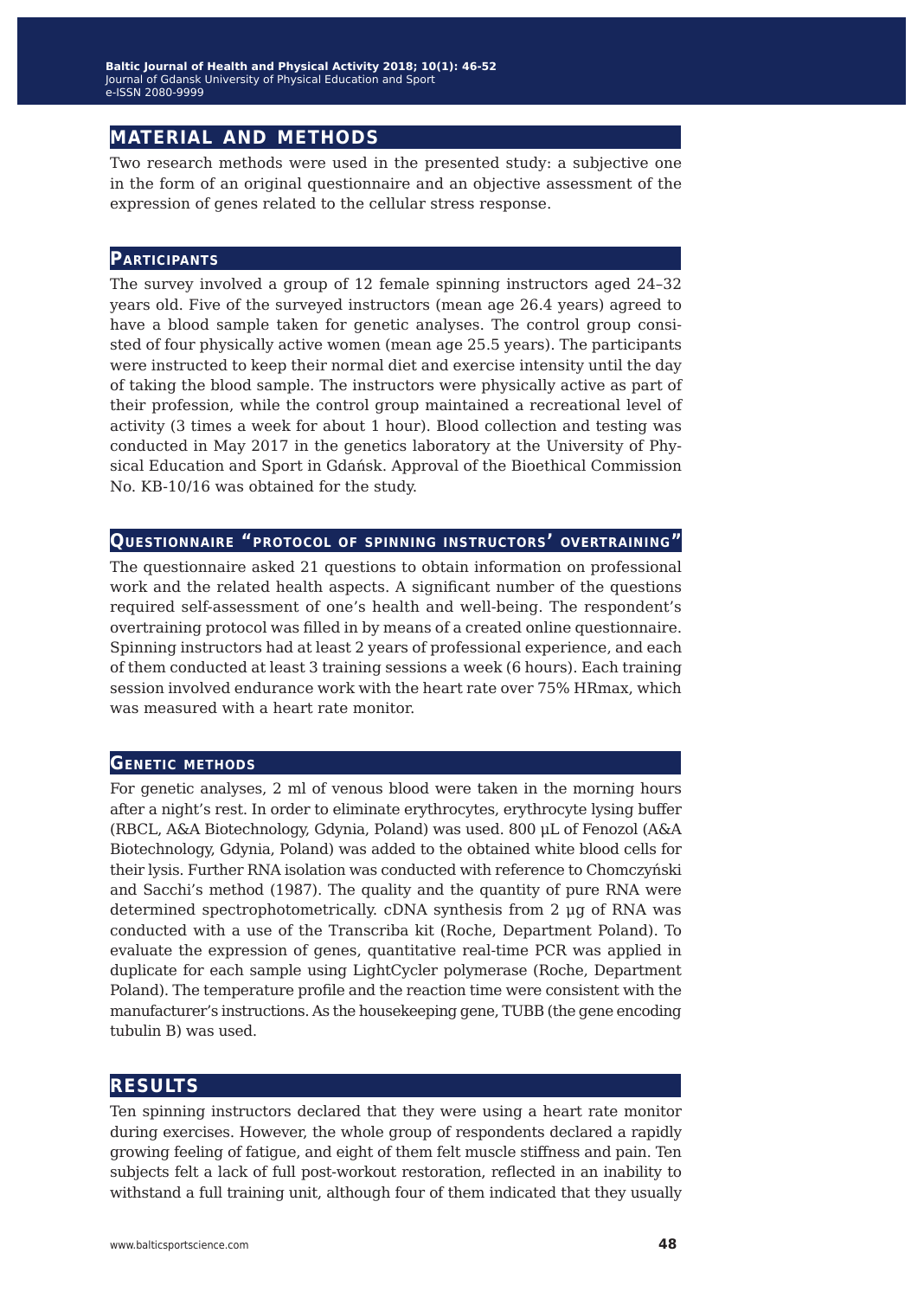## MATERIAL AND METHODS

Two research methods were used in the presented study: a subjective one in the form of an original questionnaire and an objective assessment of the expression of genes related to the cellular stress response.

### Participants

The survey involved a group of 12 female spinning instructors aged 24–32 years old. Five of the surveyed instructors (mean age 26.4 years) agreed to have a blood sample taken for genetic analyses. The control group consisted of four physically active women (mean age 25.5 years). The participants were instructed to keep their normal diet and exercise intensity until the day of taking the blood sample. The instructors were physically active as part of their profession, while the control group maintained a recreational level of activity (3 times a week for about 1 hour). Blood collection and testing was conducted in May 2017 in the genetics laboratory at the University of Physical Education and Sport in Gdańsk. Approval of the Bioethical Commission No. KB-10/16 was obtained for the study.

### Questionnaire "protocol of spinning instructors' overtraining"

The questionnaire asked 21 questions to obtain information on professional work and the related health aspects. A significant number of the questions required self-assessment of one's health and well-being. The respondent's overtraining protocol was filled in by means of a created online questionnaire. Spinning instructors had at least 2 years of professional experience, and each of them conducted at least 3 training sessions a week (6 hours). Each training session involved endurance work with the heart rate over 75% HRmax, which was measured with a heart rate monitor.

### Genetic methods

For genetic analyses, 2 ml of venous blood were taken in the morning hours after a night's rest. In order to eliminate erythrocytes, erythrocyte lysing buffer (RBCL, A&A Biotechnology, Gdynia, Poland) was used. 800 µL of Fenozol (A&A Biotechnology, Gdynia, Poland) was added to the obtained white blood cells for their lysis. Further RNA isolation was conducted with reference to Chomczyński and Sacchi's method (1987). The quality and the quantity of pure RNA were determined spectrophotometrically. cDNA synthesis from 2 µg of RNA was conducted with a use of the Transcriba kit (Roche, Department Poland). To evaluate the expression of genes, quantitative real-time PCR was applied in duplicate for each sample using LightCycler polymerase (Roche, Department Poland). The temperature profile and the reaction time were consistent with the manufacturer's instructions. As the housekeeping gene, TUBB (the gene encoding tubulin B) was used.

## RESULTS

Ten spinning instructors declared that they were using a heart rate monitor during exercises. However, the whole group of respondents declared a rapidly growing feeling of fatigue, and eight of them felt muscle stiffness and pain. Ten subjects felt a lack of full post-workout restoration, reflected in an inability to withstand a full training unit, although four of them indicated that they usually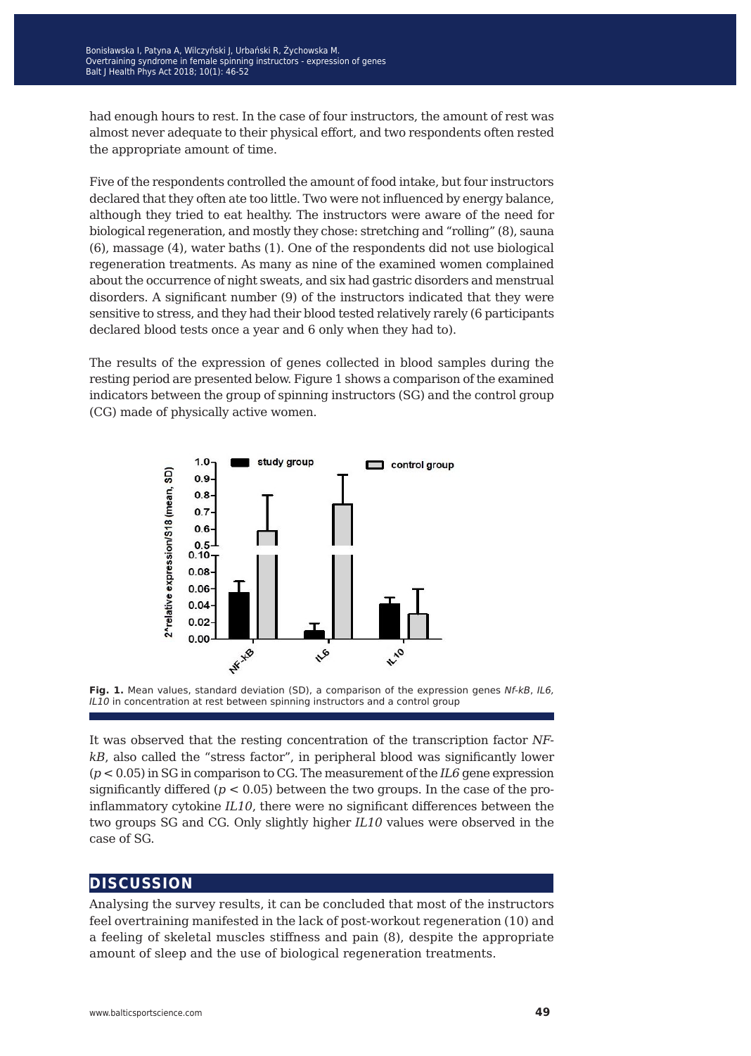had enough hours to rest. In the case of four instructors, the amount of rest was almost never adequate to their physical effort, and two respondents often rested the appropriate amount of time.

Five of the respondents controlled the amount of food intake, but four instructors declared that they often ate too little. Two were not influenced by energy balance, although they tried to eat healthy. The instructors were aware of the need for biological regeneration, and mostly they chose: stretching and "rolling" (8), sauna (6), massage (4), water baths (1). One of the respondents did not use biological regeneration treatments. As many as nine of the examined women complained about the occurrence of night sweats, and six had gastric disorders and menstrual disorders. A significant number (9) of the instructors indicated that they were sensitive to stress, and they had their blood tested relatively rarely (6 participants declared blood tests once a year and 6 only when they had to).

The results of the expression of genes collected in blood samples during the resting period are presented below. Figure 1 shows a comparison of the examined indicators between the group of spinning instructors (SG) and the control group (CG) made of physically active women.

**Fig. 1.** Mean values, standard deviation (SD), a comparison of the expression genes *Nf-kB*, *IL6*, *IL10* in concentration at rest between spinning instructors and a control group

It was observed that the resting concentration of the transcription factor *NF-kB*, also called the "stress factor", in peripheral blood was significantly lower ($p < 0.05$) in SG in comparison to CG. The measurement of the *IL6* gene expression significantly differed ($p < 0.05$) between the two groups. In the case of the pro-inflammatory cytokine *IL10*, there were no significant differences between the two groups SG and CG. Only slightly higher *IL10* values were observed in the case of SG.

## DISCUSSION

Analysing the survey results, it can be concluded that most of the instructors feel overtraining manifested in the lack of post-workout regeneration (10) and a feeling of skeletal muscles stiffness and pain (8), despite the appropriate amount of sleep and the use of biological regeneration treatments.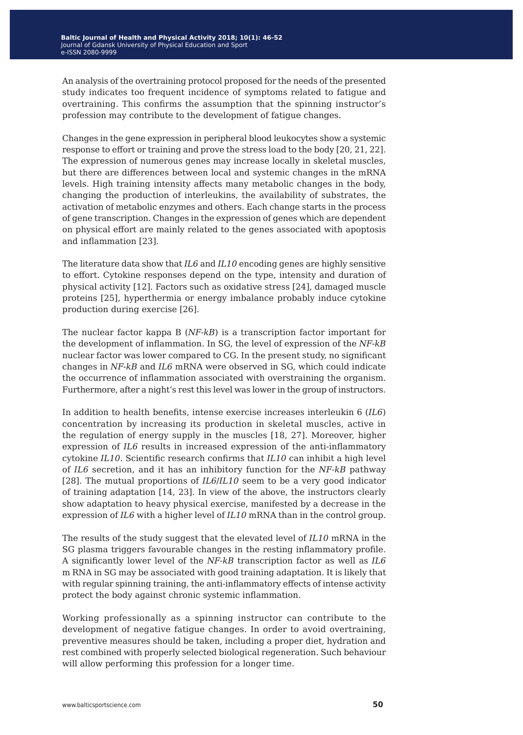An analysis of the overtraining protocol proposed for the needs of the presented study indicates too frequent incidence of symptoms related to fatigue and overtraining. This confirms the assumption that the spinning instructor's profession may contribute to the development of fatigue changes.

Changes in the gene expression in peripheral blood leukocytes show a systemic response to effort or training and prove the stress load to the body [20, 21, 22]. The expression of numerous genes may increase locally in skeletal muscles, but there are differences between local and systemic changes in the mRNA levels. High training intensity affects many metabolic changes in the body, changing the production of interleukins, the availability of substrates, the activation of metabolic enzymes and others. Each change starts in the process of gene transcription. Changes in the expression of genes which are dependent on physical effort are mainly related to the genes associated with apoptosis and inflammation [23].

The literature data show that *IL6* and *IL10* encoding genes are highly sensitive to effort. Cytokine responses depend on the type, intensity and duration of physical activity [12]. Factors such as oxidative stress [24], damaged muscle proteins [25], hyperthermia or energy imbalance probably induce cytokine production during exercise [26].

The nuclear factor kappa B (*NF-kB*) is a transcription factor important for the development of inflammation. In SG, the level of expression of the *NF-kB* nuclear factor was lower compared to CG. In the present study, no significant changes in *NF-kB* and *IL6* mRNA were observed in SG, which could indicate the occurrence of inflammation associated with overstraining the organism. Furthermore, after a night's rest this level was lower in the group of instructors.

In addition to health benefits, intense exercise increases interleukin 6 (*IL6*) concentration by increasing its production in skeletal muscles, active in the regulation of energy supply in the muscles [18, 27]. Moreover, higher expression of *IL6* results in increased expression of the anti-inflammatory cytokine *IL10*. Scientific research confirms that *IL10* can inhibit a high level of *IL6* secretion, and it has an inhibitory function for the *NF-kB* pathway [28]. The mutual proportions of *IL6*/*IL10* seem to be a very good indicator of training adaptation [14, 23]. In view of the above, the instructors clearly show adaptation to heavy physical exercise, manifested by a decrease in the expression of *IL6* with a higher level of *IL10* mRNA than in the control group.

The results of the study suggest that the elevated level of *IL10* mRNA in the SG plasma triggers favourable changes in the resting inflammatory profile. A significantly lower level of the *NF-kB* transcription factor as well as *IL6* m RNA in SG may be associated with good training adaptation. It is likely that with regular spinning training, the anti-inflammatory effects of intense activity protect the body against chronic systemic inflammation.

Working professionally as a spinning instructor can contribute to the development of negative fatigue changes. In order to avoid overtraining, preventive measures should be taken, including a proper diet, hydration and rest combined with properly selected biological regeneration. Such behaviour will allow performing this profession for a longer time.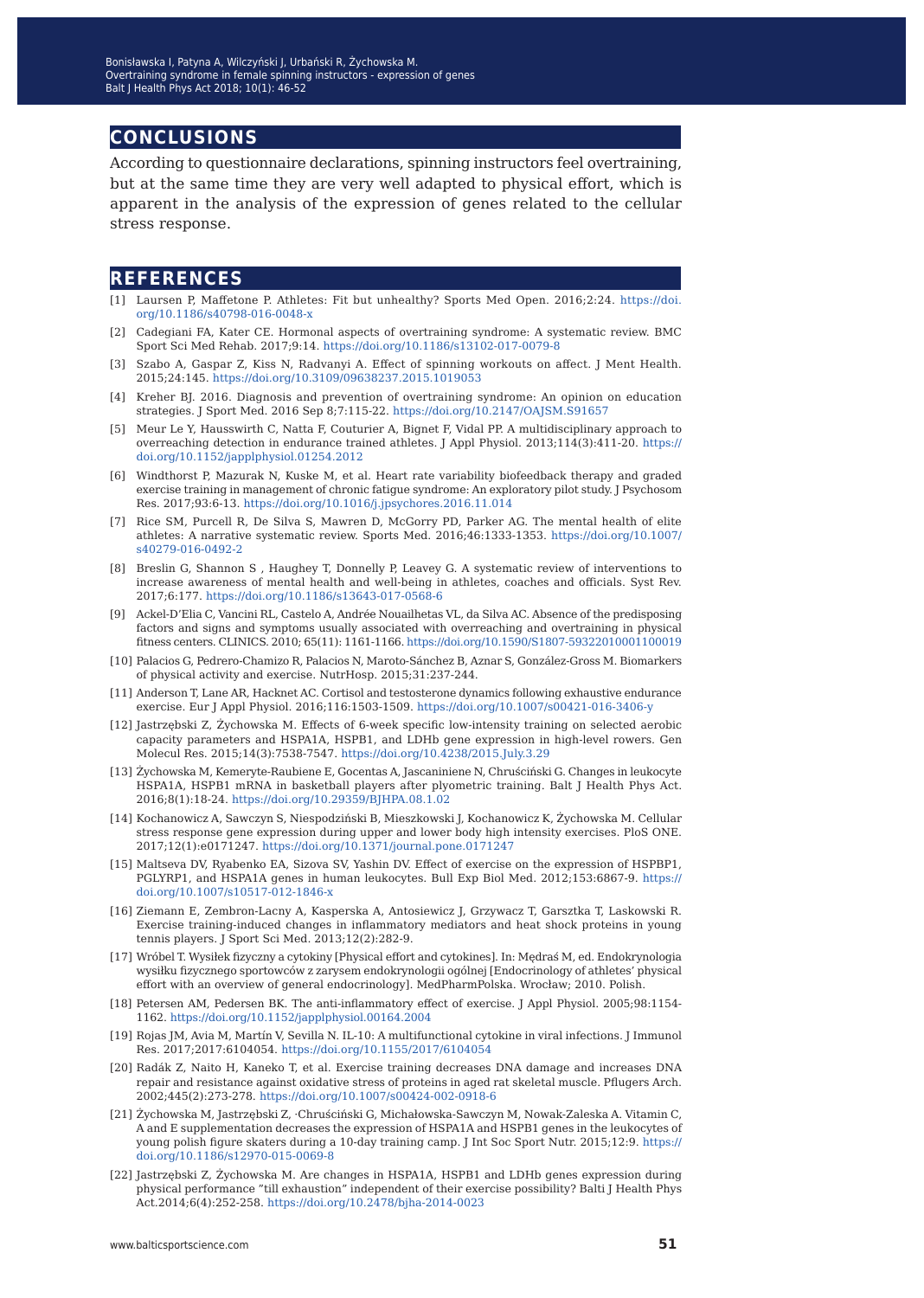## CONCLUSIONS

According to questionnaire declarations, spinning instructors feel overtraining, but at the same time they are very well adapted to physical effort, which is apparent in the analysis of the expression of genes related to the cellular stress response.

## REFERENCES

[1] Laursen P, Maffetone P. Athletes: Fit but unhealthy? Sports Med Open. 2016;2:24. https://doi.org/10.1186/s40798-016-0048-x

[2] Cadegiani FA, Kater CE. Hormonal aspects of overtraining syndrome: A systematic review. BMC Sport Sci Med Rehab. 2017;9:14. https://doi.org/10.1186/s13102-017-0079-8

[3] Szabo A, Gaspar Z, Kiss N, Radvanyi A. Effect of spinning workouts on affect. J Ment Health. 2015;24:145. https://doi.org/10.3109/09638237.2015.1019053

[4] Kreher BJ. 2016. Diagnosis and prevention of overtraining syndrome: An opinion on education strategies. J Sport Med. 2016 Sep 8;7:115-22. https://doi.org/10.2147/OAJSM.S91657

[5] Meur Le Y, Hausswirth C, Natta F, Couturier A, Bignet F, Vidal PP. A multidisciplinary approach to overreaching detection in endurance trained athletes. J Appl Physiol. 2013;114(3):411-20. https://doi.org/10.1152/japplphysiol.01254.2012

[6] Windthorst P, Mazurak N, Kuske M, et al. Heart rate variability biofeedback therapy and graded exercise training in management of chronic fatigue syndrome: An exploratory pilot study. J Psychosom Res. 2017;93:6-13. https://doi.org/10.1016/j.jpsychores.2016.11.014

[7] Rice SM, Purcell R, De Silva S, Mawren D, McGorry PD, Parker AG. The mental health of elite athletes: A narrative systematic review. Sports Med. 2016;46:1333-1353. https://doi.org/10.1007/s40279-016-0492-2

[8] Breslin G, Shannon S , Haughey T, Donnelly P, Leavey G. A systematic review of interventions to increase awareness of mental health and well-being in athletes, coaches and officials. Syst Rev. 2017;6:177. https://doi.org/10.1186/s13643-017-0568-6

[9] Ackel-D'Elia C, Vancini RL, Castelo A, Andrée Nouailhetas VL, da Silva AC. Absence of the predisposing factors and signs and symptoms usually associated with overreaching and overtraining in physical fitness centers. CLINICS. 2010; 65(11): 1161-1166. https://doi.org/10.1590/S1807-59322010001100019

[10] Palacios G, Pedrero-Chamizo R, Palacios N, Maroto-Sánchez B, Aznar S, González-Gross M. Biomarkers of physical activity and exercise. NutrHosp. 2015;31:237-244.

[11] Anderson T, Lane AR, Hacknet AC. Cortisol and testosterone dynamics following exhaustive endurance exercise. Eur J Appl Physiol. 2016;116:1503-1509. https://doi.org/10.1007/s00421-016-3406-y

[12] Jastrzębski Z, Żychowska M. Effects of 6-week specific low-intensity training on selected aerobic capacity parameters and HSPA1A, HSPB1, and LDHb gene expression in high-level rowers. Gen Molecul Res. 2015;14(3):7538-7547. https://doi.org/10.4238/2015.July.3.29

[13] Żychowska M, Kemeryte-Raubiene E, Gocentas A, Jascaniniene N, Chruściński G. Changes in leukocyte HSPA1A, HSPB1 mRNA in basketball players after plyometric training. Balt J Health Phys Act. 2016;8(1):18-24. https://doi.org/10.29359/BJHPA.08.1.02

[14] Kochanowicz A, Sawczyn S, Niespodziński B, Mieszkowski J, Kochanowicz K, Żychowska M. Cellular stress response gene expression during upper and lower body high intensity exercises. PloS ONE. 2017;12(1):e0171247. https://doi.org/10.1371/journal.pone.0171247

[15] Maltseva DV, Ryabenko EA, Sizova SV, Yashin DV. Effect of exercise on the expression of HSPBP1, PGLYRP1, and HSPA1A genes in human leukocytes. Bull Exp Biol Med. 2012;153:6867-9. https://doi.org/10.1007/s10517-012-1846-x

[16] Ziemann E, Zembron-Lacny A, Kasperska A, Antosiewicz J, Grzywacz T, Garsztka T, Laskowski R. Exercise training-induced changes in inflammatory mediators and heat shock proteins in young tennis players. J Sport Sci Med. 2013;12(2):282-9.

[17] Wróbel T. Wysiłek fizyczny a cytokiny [Physical effort and cytokines]. In: Mędraś M, ed. Endokrynologia wysiłku fizycznego sportowców z zarysem endokrynologii ogólnej [Endocrinology of athletes' physical effort with an overview of general endocrinology]. MedPharmPolska. Wrocław; 2010. Polish.

[18] Petersen AM, Pedersen BK. The anti-inflammatory effect of exercise. J Appl Physiol. 2005;98:1154-1162. https://doi.org/10.1152/japplphysiol.00164.2004

[19] Rojas JM, Avia M, Martín V, Sevilla N. IL-10: A multifunctional cytokine in viral infections. J Immunol Res. 2017;2017:6104054. https://doi.org/10.1155/2017/6104054

[20] Radák Z, Naito H, Kaneko T, et al. Exercise training decreases DNA damage and increases DNA repair and resistance against oxidative stress of proteins in aged rat skeletal muscle. Pflugers Arch. 2002;445(2):273-278. https://doi.org/10.1007/s00424-002-0918-6

[21] Żychowska M, Jastrzębski Z, ·Chruściński G, Michałowska-Sawczyn M, Nowak-Zaleska A. Vitamin C, A and E supplementation decreases the expression of HSPA1A and HSPB1 genes in the leukocytes of young polish figure skaters during a 10-day training camp. J Int Soc Sport Nutr. 2015;12:9. https://doi.org/10.1186/s12970-015-0069-8

[22] Jastrzębski Z, Żychowska M. Are changes in HSPA1A, HSPB1 and LDHb genes expression during physical performance "till exhaustion" independent of their exercise possibility? Balti J Health Phys Act.2014;6(4):252-258. https://doi.org/10.2478/bjha-2014-0023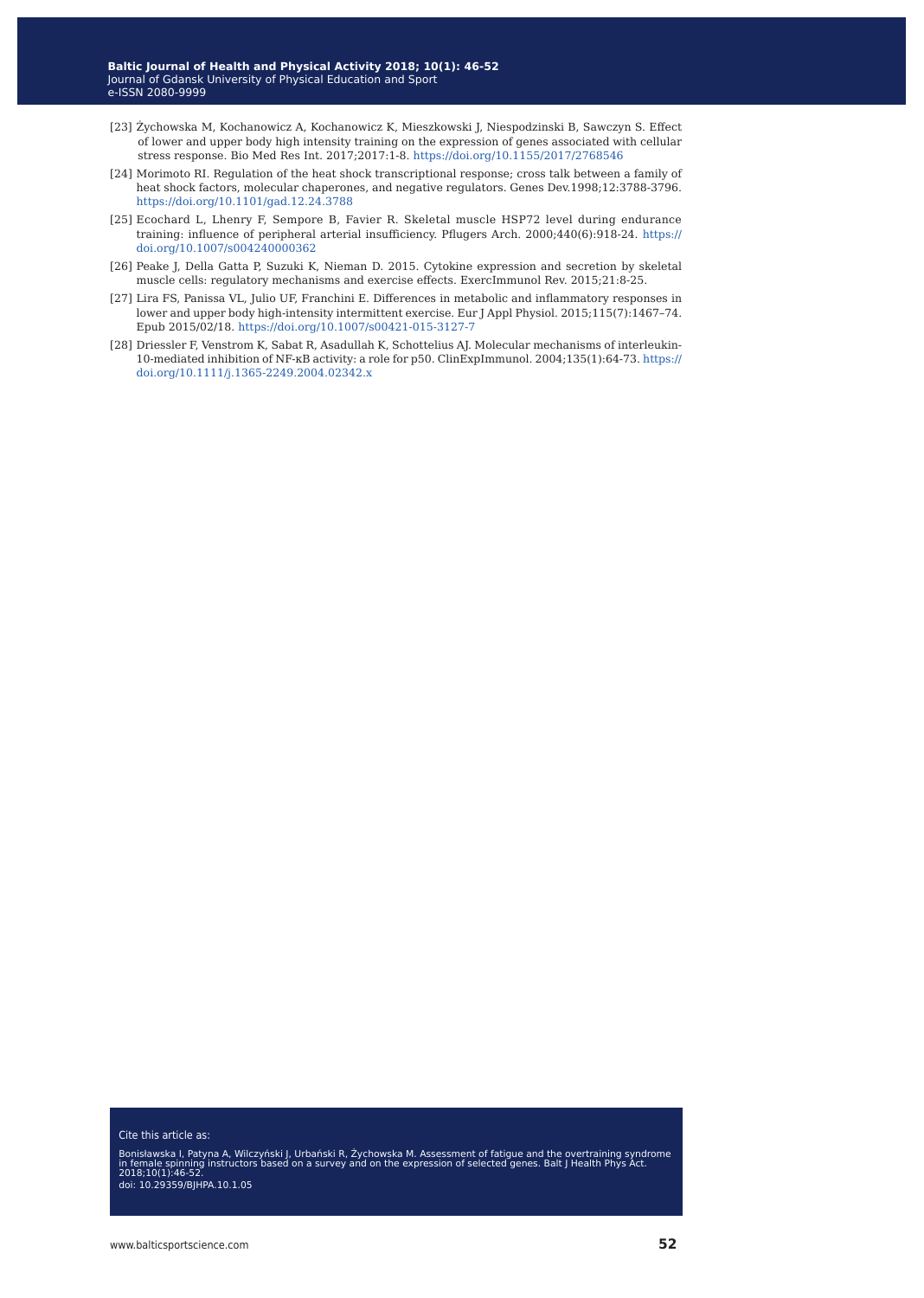[23] Żychowska M, Kochanowicz A, Kochanowicz K, Mieszkowski J, Niespodzinski B, Sawczyn S. Effect of lower and upper body high intensity training on the expression of genes associated with cellular stress response. Bio Med Res Int. 2017;2017:1-8. https://doi.org/10.1155/2017/2768546

[24] Morimoto RI. Regulation of the heat shock transcriptional response; cross talk between a family of heat shock factors, molecular chaperones, and negative regulators. Genes Dev.1998;12:3788-3796. https://doi.org/10.1101/gad.12.24.3788

[25] Ecochard L, Lhenry F, Sempore B, Favier R. Skeletal muscle HSP72 level during endurance training: influence of peripheral arterial insufficiency. Pflugers Arch. 2000;440(6):918-24. https://doi.org/10.1007/s004240000362

[26] Peake J, Della Gatta P, Suzuki K, Nieman D. 2015. Cytokine expression and secretion by skeletal muscle cells: regulatory mechanisms and exercise effects. ExercImmunol Rev. 2015;21:8-25.

[27] Lira FS, Panissa VL, Julio UF, Franchini E. Differences in metabolic and inflammatory responses in lower and upper body high-intensity intermittent exercise. Eur J Appl Physiol. 2015;115(7):1467–74. Epub 2015/02/18. https://doi.org/10.1007/s00421-015-3127-7

[28] Driessler F, Venstrom K, Sabat R, Asadullah K, Schottelius AJ. Molecular mechanisms of interleukin-10-mediated inhibition of NF-κB activity: a role for p50. ClinExpImmunol. 2004;135(1):64-73. https://doi.org/10.1111/j.1365-2249.2004.02342.x

Cite this article as:

Bonisławska I, Patyna A, Wilczyński J, Urbański R, Żychowska M. Assessment of fatigue and the overtraining syndrome in female spinning instructors based on a survey and on the expression of selected genes. Balt J Health Phys Act. 2018;10(1):46-52.
doi: 10.29359/BJHPA.10.1.05